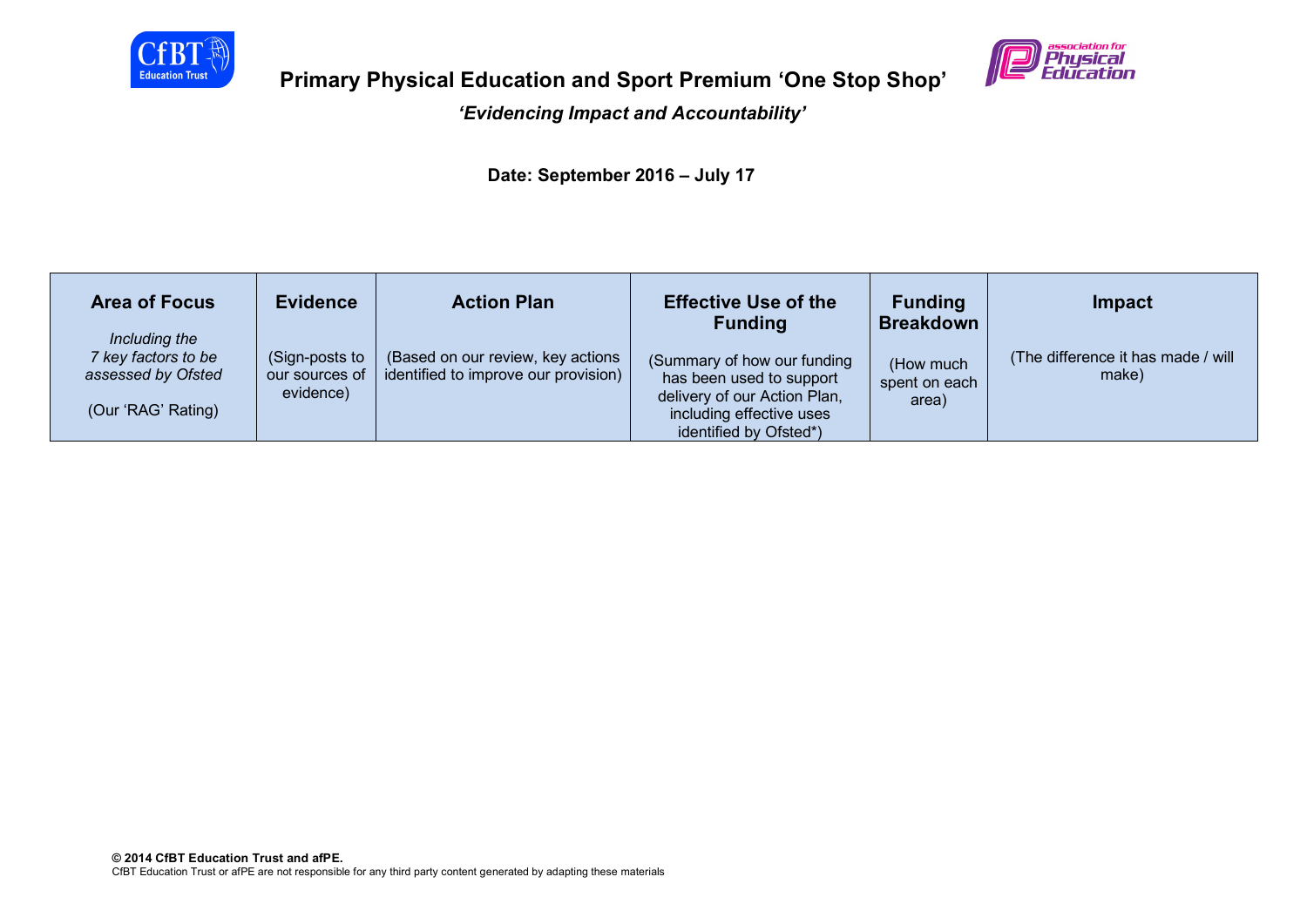# Primary Physical Education and Sport Premium 'One Stop Shop'

***'Evidencing Impact and Accountability'***

**Date: September 2016 – July 17**

| **Area of Focus**<br><br>*Including the 7 key factors to be assessed by Ofsted*<br><br>(Our 'RAG' Rating) | **Evidence**<br><br>(Sign-posts to our sources of evidence) | **Action Plan**<br><br>(Based on our review, key actions identified to improve our provision) | **Effective Use of the Funding**<br><br>(Summary of how our funding has been used to support delivery of our Action Plan, including effective uses identified by Ofsted*) | **Funding Breakdown**<br><br>(How much spent on each area) | **Impact**<br><br>(The difference it has made / will make) |
|---|---|---|---|---|---|

**© 2014 CfBT Education Trust and afPE.**
CfBT Education Trust or afPE are not responsible for any third party content generated by adapting these materials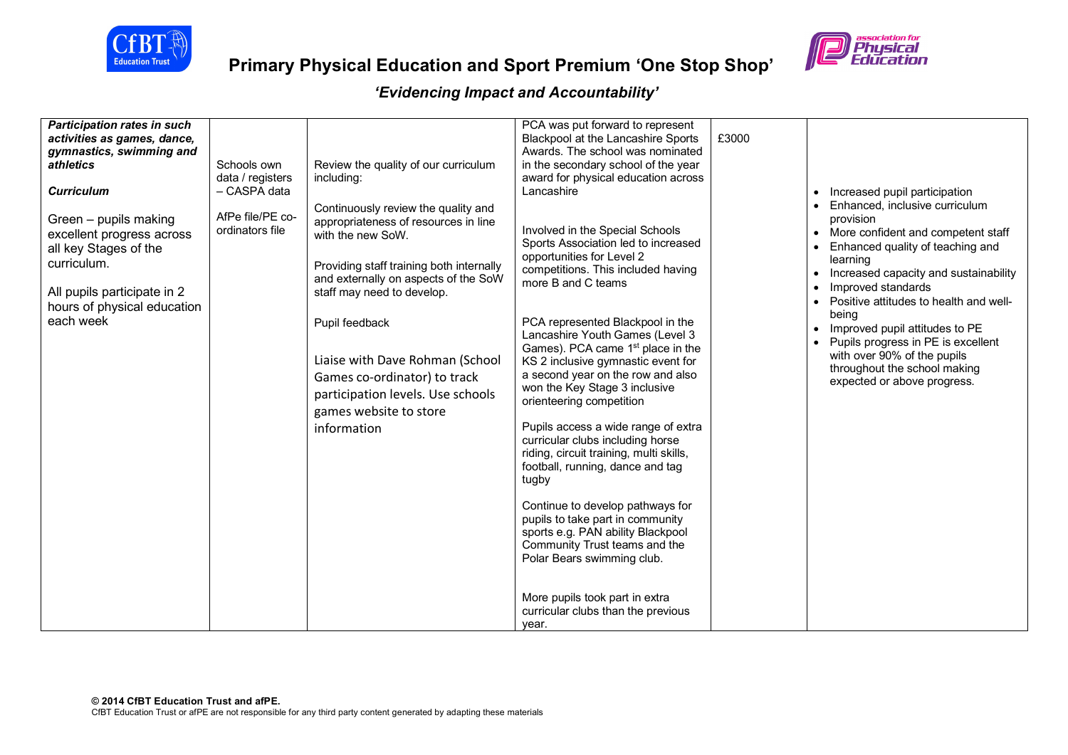# Primary Physical Education and Sport Premium 'One Stop Shop'

## *'Evidencing Impact and Accountability'*

| | | | | | |
|---|---|---|---|---|---|
| ***Participation rates in such activities as games, dance, gymnastics, swimming and athletics***<br><br>***Curriculum***<br><br>Green – pupils making excellent progress across all key Stages of the curriculum.<br><br>All pupils participate in 2 hours of physical education each week | Schools own data / registers – CASPA data<br><br>AfPe file/PE co-ordinators file | Review the quality of our curriculum including:<br><br>Continuously review the quality and appropriateness of resources in line with the new SoW.<br><br>Providing staff training both internally and externally on aspects of the SoW staff may need to develop.<br><br>Pupil feedback<br><br>Liaise with Dave Rohman (School Games co-ordinator) to track participation levels. Use schools games website to store information | PCA was put forward to represent Blackpool at the Lancashire Sports Awards. The school was nominated in the secondary school of the year award for physical education across Lancashire<br><br>Involved in the Special Schools Sports Association led to increased opportunities for Level 2 competitions. This included having more B and C teams<br><br>PCA represented Blackpool in the Lancashire Youth Games (Level 3 Games). PCA came 1st place in the KS 2 inclusive gymnastic event for a second year on the row and also won the Key Stage 3 inclusive orienteering competition<br><br>Pupils access a wide range of extra curricular clubs including horse riding, circuit training, multi skills, football, running, dance and tag tugby<br><br>Continue to develop pathways for pupils to take part in community sports e.g. PAN ability Blackpool Community Trust teams and the Polar Bears swimming club.<br><br>More pupils took part in extra curricular clubs than the previous year. | £3000 | • Increased pupil participation<br>• Enhanced, inclusive curriculum provision<br>• More confident and competent staff<br>• Enhanced quality of teaching and learning<br>• Increased capacity and sustainability<br>• Improved standards<br>• Positive attitudes to health and well-being<br>• Improved pupil attitudes to PE<br>• Pupils progress in PE is excellent with over 90% of the pupils throughout the school making expected or above progress. |

**© 2014 CfBT Education Trust and afPE.**
CfBT Education Trust or afPE are not responsible for any third party content generated by adapting these materials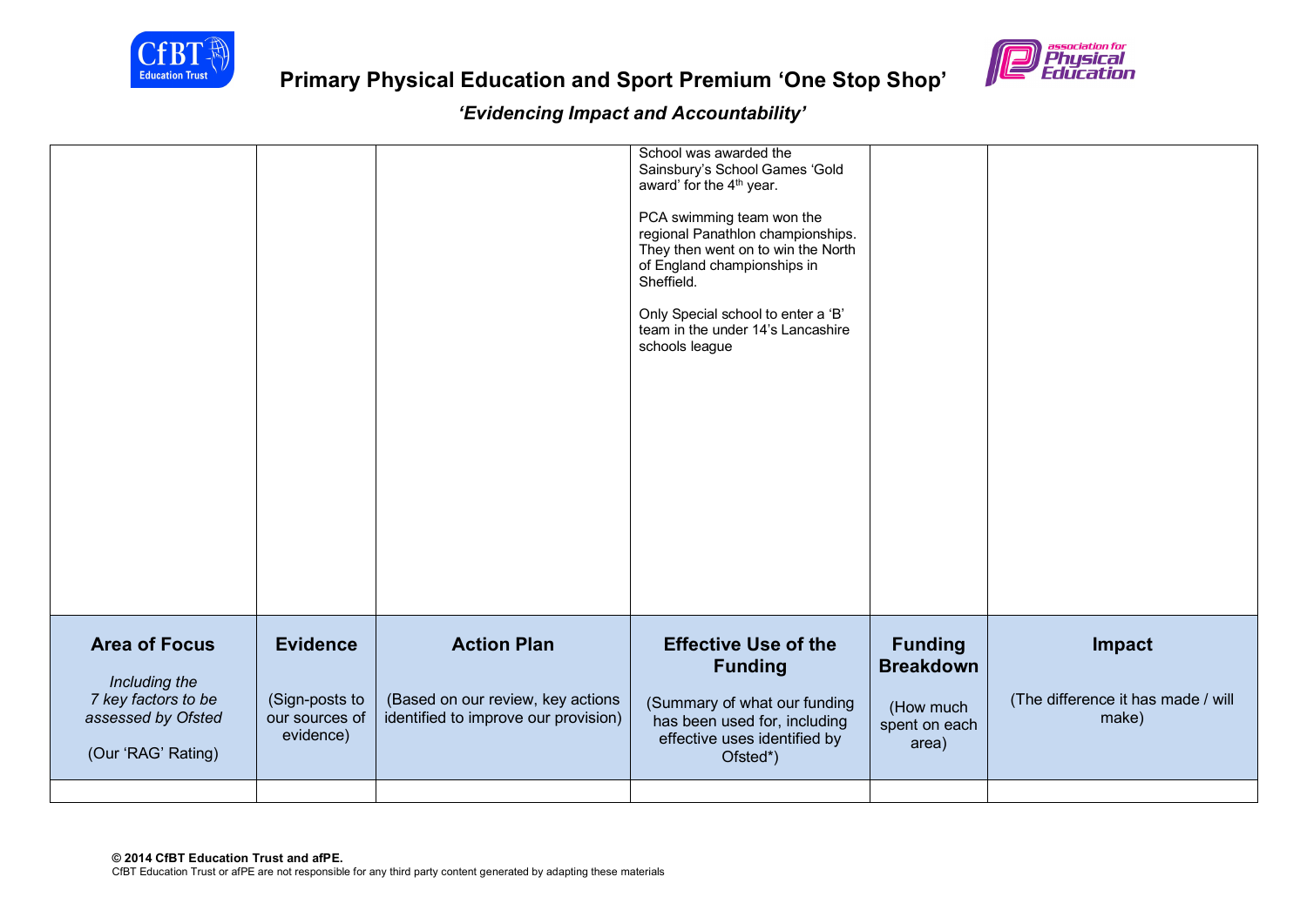# Primary Physical Education and Sport Premium 'One Stop Shop'

*'Evidencing Impact and Accountability'*

| | | | | | |
|---|---|---|---|---|---|
| | | | School was awarded the Sainsbury's School Games 'Gold award' for the 4th year.<br><br>PCA swimming team won the regional Panathlon championships. They then went on to win the North of England championships in Sheffield.<br><br>Only Special school to enter a 'B' team in the under 14's Lancashire schools league | | |
| **Area of Focus**<br><br>*Including the 7 key factors to be assessed by Ofsted*<br><br>(Our 'RAG' Rating) | **Evidence**<br><br>(Sign-posts to our sources of evidence) | **Action Plan**<br><br>(Based on our review, key actions identified to improve our provision) | **Effective Use of the Funding**<br><br>(Summary of what our funding has been used for, including effective uses identified by Ofsted*) | **Funding Breakdown**<br><br>(How much spent on each area) | **Impact**<br><br>(The difference it has made / will make) |
| | | | | | |

**© 2014 CfBT Education Trust and afPE.**
CfBT Education Trust or afPE are not responsible for any third party content generated by adapting these materials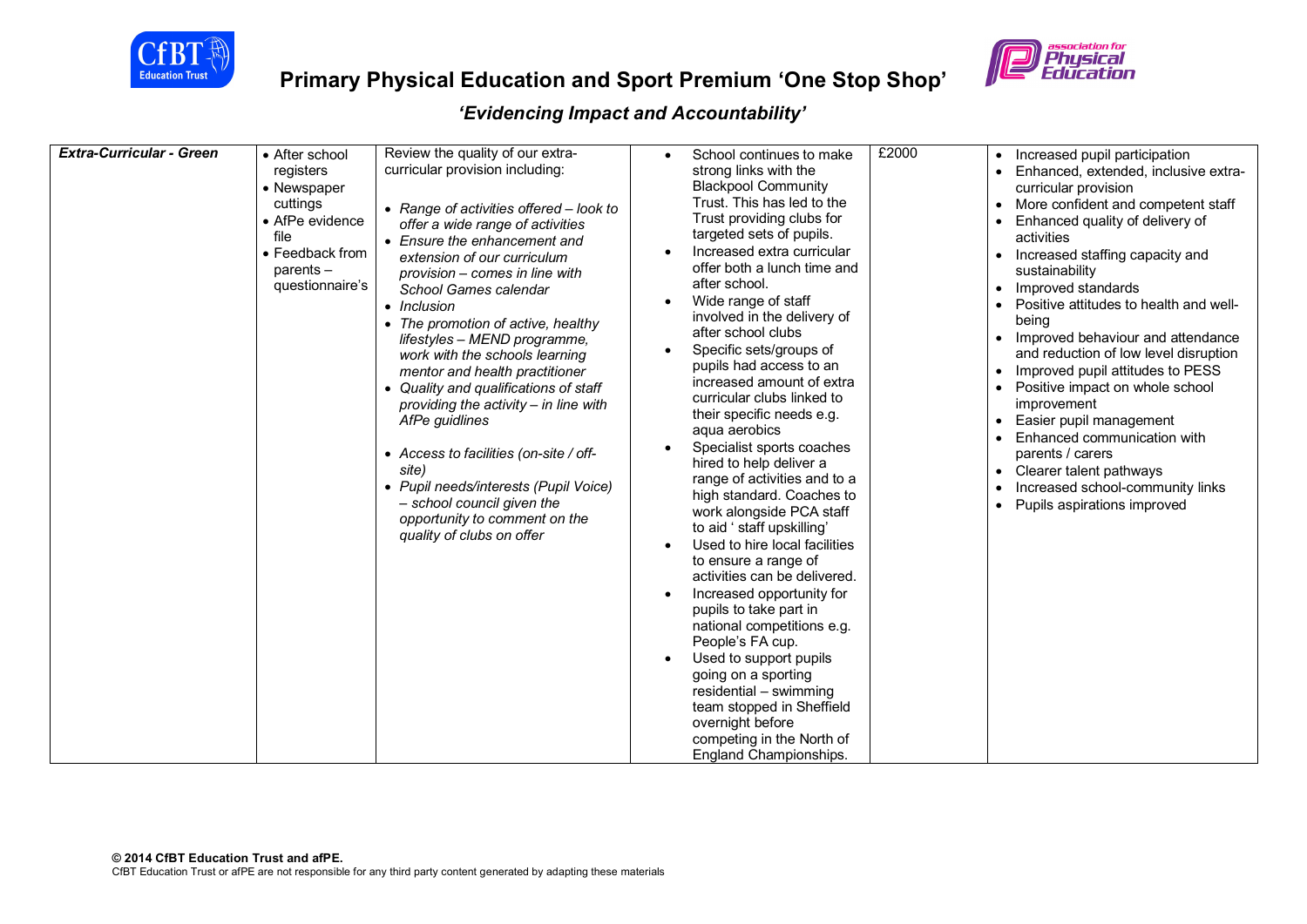# Primary Physical Education and Sport Premium 'One Stop Shop'

## *'Evidencing Impact and Accountability'*

| | | | | | |
|---|---|---|---|---|---|
| ***Extra-Curricular - Green*** | • After school registers<br>• Newspaper cuttings<br>• AfPe evidence file<br>• Feedback from parents – questionnaire's | Review the quality of our extra-curricular provision including:<br><br>• *Range of activities offered – look to offer a wide range of activities*<br>• *Ensure the enhancement and extension of our curriculum provision – comes in line with School Games calendar*<br>• *Inclusion*<br>• *The promotion of active, healthy lifestyles – MEND programme, work with the schools learning mentor and health practitioner*<br>• *Quality and qualifications of staff providing the activity – in line with AfPe guidlines*<br><br>• *Access to facilities (on-site / off-site)*<br>• *Pupil needs/interests (Pupil Voice) – school council given the opportunity to comment on the quality of clubs on offer* | • School continues to make strong links with the Blackpool Community Trust. This has led to the Trust providing clubs for targeted sets of pupils.<br>• Increased extra curricular offer both a lunch time and after school.<br>• Wide range of staff involved in the delivery of after school clubs<br>• Specific sets/groups of pupils had access to an increased amount of extra curricular clubs linked to their specific needs e.g. aqua aerobics<br>• Specialist sports coaches hired to help deliver a range of activities and to a high standard. Coaches to work alongside PCA staff to aid ' staff upskilling'<br>• Used to hire local facilities to ensure a range of activities can be delivered.<br>• Increased opportunity for pupils to take part in national competitions e.g. People's FA cup.<br>• Used to support pupils going on a sporting residential – swimming team stopped in Sheffield overnight before competing in the North of England Championships. | £2000 | • Increased pupil participation<br>• Enhanced, extended, inclusive extra-curricular provision<br>• More confident and competent staff<br>• Enhanced quality of delivery of activities<br>• Increased staffing capacity and sustainability<br>• Improved standards<br>• Positive attitudes to health and well-being<br>• Improved behaviour and attendance and reduction of low level disruption<br>• Improved pupil attitudes to PESS<br>• Positive impact on whole school improvement<br>• Easier pupil management<br>• Enhanced communication with parents / carers<br>• Clearer talent pathways<br>• Increased school-community links<br>• Pupils aspirations improved |

**© 2014 CfBT Education Trust and afPE.**
CfBT Education Trust or afPE are not responsible for any third party content generated by adapting these materials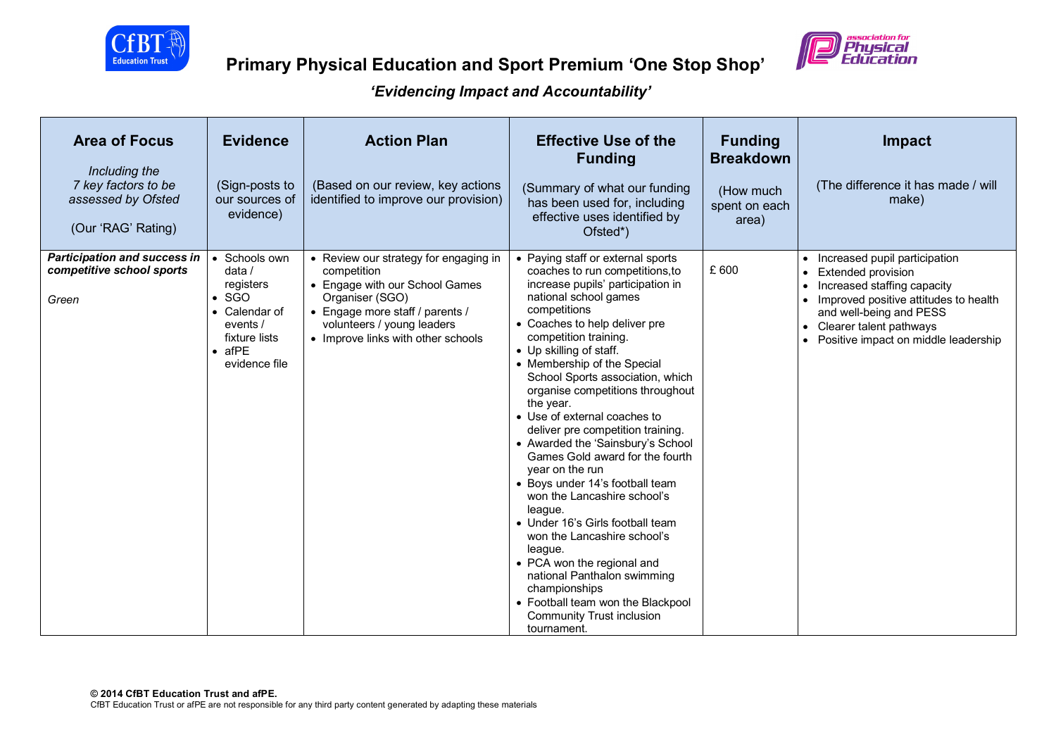# Primary Physical Education and Sport Premium 'One Stop Shop'

### *'Evidencing Impact and Accountability'*

| **Area of Focus**<br><br>*Including the 7 key factors to be assessed by Ofsted*<br><br>(Our 'RAG' Rating) | **Evidence**<br><br>(Sign-posts to our sources of evidence) | **Action Plan**<br><br>(Based on our review, key actions identified to improve our provision) | **Effective Use of the Funding**<br><br>(Summary of what our funding has been used for, including effective uses identified by Ofsted*) | **Funding Breakdown**<br><br>(How much spent on each area) | **Impact**<br><br>(The difference it has made / will make) |
|---|---|---|---|---|---|
| ***Participation and success in competitive school sports***<br><br>*Green* | • Schools own data / registers<br>• SGO<br>• Calendar of events / fixture lists<br>• afPE evidence file | • Review our strategy for engaging in competition<br>• Engage with our School Games Organiser (SGO)<br>• Engage more staff / parents / volunteers / young leaders<br>• Improve links with other schools | • Paying staff or external sports coaches to run competitions,to increase pupils' participation in national school games competitions<br>• Coaches to help deliver pre competition training.<br>• Up skilling of staff.<br>• Membership of the Special School Sports association, which organise competitions throughout the year.<br>• Use of external coaches to deliver pre competition training.<br>• Awarded the 'Sainsbury's School Games Gold award for the fourth year on the run<br>• Boys under 14's football team won the Lancashire school's league.<br>• Under 16's Girls football team won the Lancashire school's league.<br>• PCA won the regional and national Panthalon swimming championships<br>• Football team won the Blackpool Community Trust inclusion tournament. | £ 600 | • Increased pupil participation<br>• Extended provision<br>• Increased staffing capacity<br>• Improved positive attitudes to health and well-being and PESS<br>• Clearer talent pathways<br>• Positive impact on middle leadership |

**© 2014 CfBT Education Trust and afPE.**
CfBT Education Trust or afPE are not responsible for any third party content generated by adapting these materials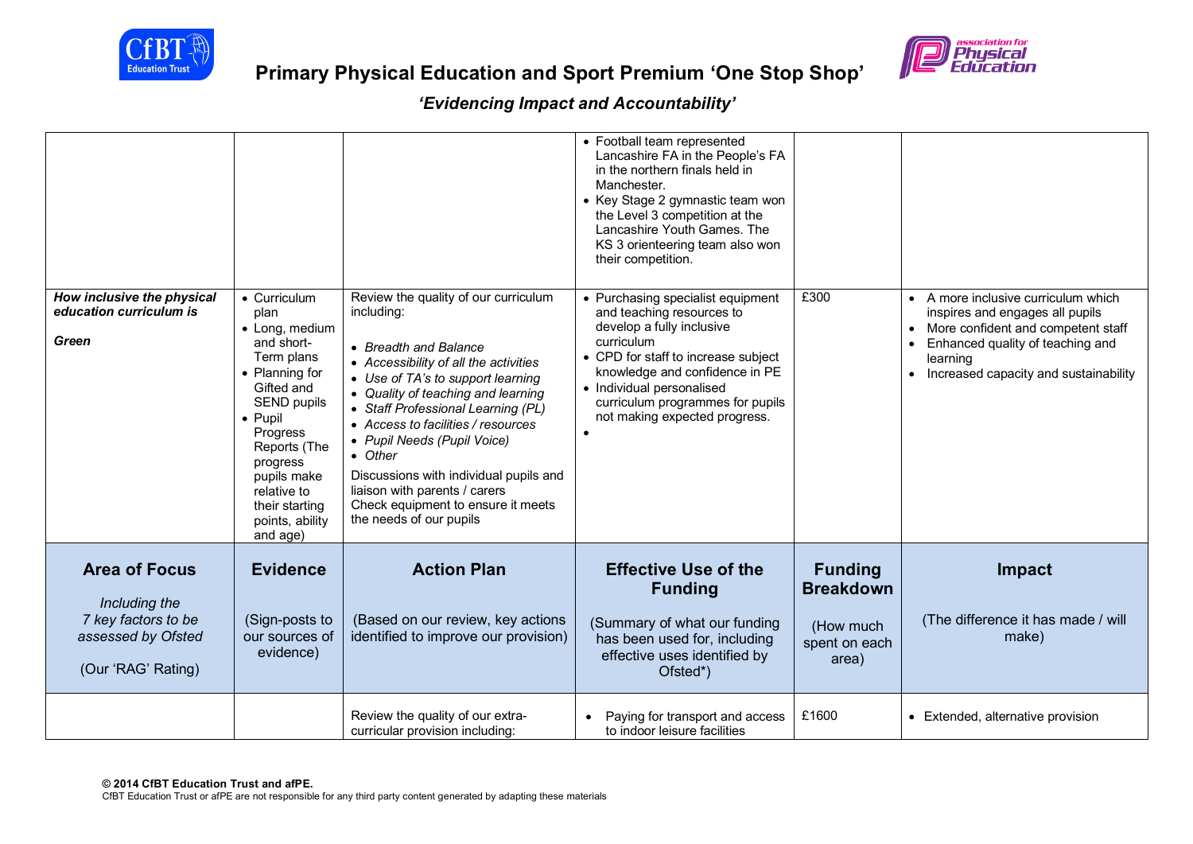# Primary Physical Education and Sport Premium 'One Stop Shop'

## *'Evidencing Impact and Accountability'*

| | | | | | |
|---|---|---|---|---|---|
| | | | • Football team represented Lancashire FA in the People's FA in the northern finals held in Manchester.<br>• Key Stage 2 gymnastic team won the Level 3 competition at the Lancashire Youth Games. The KS 3 orienteering team also won their competition. | | |
| ***How inclusive the physical education curriculum is***<br><br>***Green*** | • Curriculum plan<br>• Long, medium and short-Term plans<br>• Planning for Gifted and SEND pupils<br>• Pupil Progress Reports (The progress pupils make relative to their starting points, ability and age) | Review the quality of our curriculum including:<br><br>• *Breadth and Balance*<br>• *Accessibility of all the activities*<br>• *Use of TA's to support learning*<br>• *Quality of teaching and learning*<br>• *Staff Professional Learning (PL)*<br>• *Access to facilities / resources*<br>• *Pupil Needs (Pupil Voice)*<br>• *Other*<br><br>Discussions with individual pupils and liaison with parents / carers<br>Check equipment to ensure it meets the needs of our pupils | • Purchasing specialist equipment and teaching resources to develop a fully inclusive curriculum<br>• CPD for staff to increase subject knowledge and confidence in PE<br>• Individual personalised curriculum programmes for pupils not making expected progress.<br>• | £300 | • A more inclusive curriculum which inspires and engages all pupils<br>• More confident and competent staff<br>• Enhanced quality of teaching and learning<br>• Increased capacity and sustainability |
| **Area of Focus**<br><br>*Including the 7 key factors to be assessed by Ofsted*<br><br>(Our 'RAG' Rating) | **Evidence**<br><br>(Sign-posts to our sources of evidence) | **Action Plan**<br><br>(Based on our review, key actions identified to improve our provision) | **Effective Use of the Funding**<br><br>(Summary of what our funding has been used for, including effective uses identified by Ofsted*) | **Funding Breakdown**<br><br>(How much spent on each area) | **Impact**<br><br>(The difference it has made / will make) |
| | | Review the quality of our extra-curricular provision including: | • Paying for transport and access to indoor leisure facilities | £1600 | • Extended, alternative provision |

**© 2014 CfBT Education Trust and afPE.**
CfBT Education Trust or afPE are not responsible for any third party content generated by adapting these materials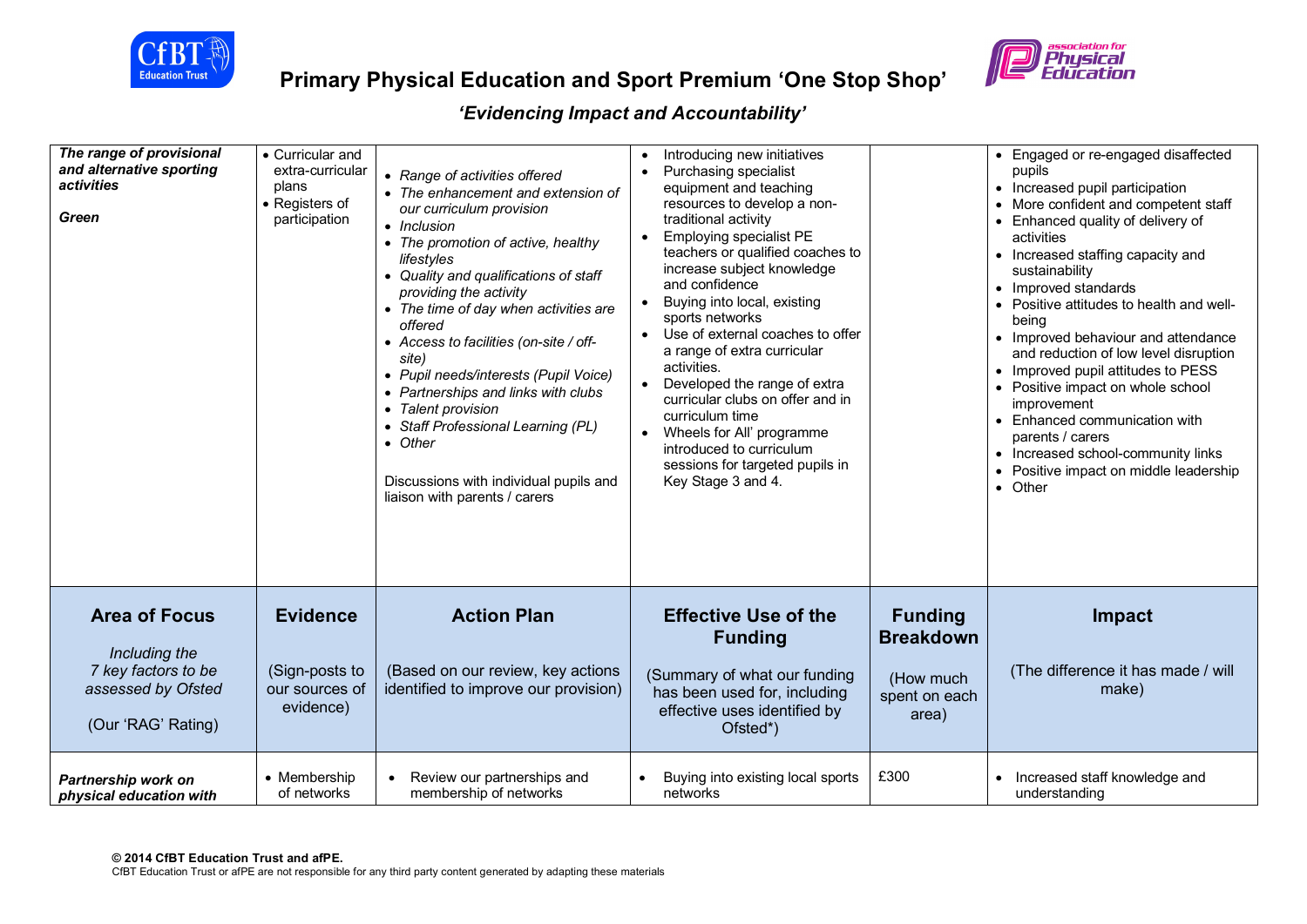# Primary Physical Education and Sport Premium 'One Stop Shop'

## *'Evidencing Impact and Accountability'*

| | | | | | |
|---|---|---|---|---|---|
| ***The range of provisional and alternative sporting activities*** <br><br> ***Green*** | • Curricular and extra-curricular plans <br> • Registers of participation | • *Range of activities offered* <br> • *The enhancement and extension of our curriculum provision* <br> • *Inclusion* <br> • *The promotion of active, healthy lifestyles* <br> • *Quality and qualifications of staff providing the activity* <br> • *The time of day when activities are offered* <br> • *Access to facilities (on-site / off-site)* <br> • *Pupil needs/interests (Pupil Voice)* <br> • *Partnerships and links with clubs* <br> • *Talent provision* <br> • *Staff Professional Learning (PL)* <br> • *Other* <br><br> Discussions with individual pupils and liaison with parents / carers | • Introducing new initiatives <br> • Purchasing specialist equipment and teaching resources to develop a non-traditional activity <br> • Employing specialist PE teachers or qualified coaches to increase subject knowledge and confidence <br> • Buying into local, existing sports networks <br> • Use of external coaches to offer a range of extra curricular activities. <br> • Developed the range of extra curricular clubs on offer and in curriculum time <br> • Wheels for All' programme introduced to curriculum sessions for targeted pupils in Key Stage 3 and 4. | | • Engaged or re-engaged disaffected pupils <br> • Increased pupil participation <br> • More confident and competent staff <br> • Enhanced quality of delivery of activities <br> • Increased staffing capacity and sustainability <br> • Improved standards <br> • Positive attitudes to health and well-being <br> • Improved behaviour and attendance and reduction of low level disruption <br> • Improved pupil attitudes to PESS <br> • Positive impact on whole school improvement <br> • Enhanced communication with parents / carers <br> • Increased school-community links <br> • Positive impact on middle leadership <br> • Other |
| **Area of Focus** <br><br> *Including the 7 key factors to be assessed by Ofsted* <br><br> (Our 'RAG' Rating) | **Evidence** <br><br> (Sign-posts to our sources of evidence) | **Action Plan** <br><br> (Based on our review, key actions identified to improve our provision) | **Effective Use of the Funding** <br><br> (Summary of what our funding has been used for, including effective uses identified by Ofsted*) | **Funding Breakdown** <br><br> (How much spent on each area) | **Impact** <br><br> (The difference it has made / will make) |
| ***Partnership work on physical education with*** | • Membership of networks | • Review our partnerships and membership of networks | • Buying into existing local sports networks | £300 | • Increased staff knowledge and understanding |

**© 2014 CfBT Education Trust and afPE.**
CfBT Education Trust or afPE are not responsible for any third party content generated by adapting these materials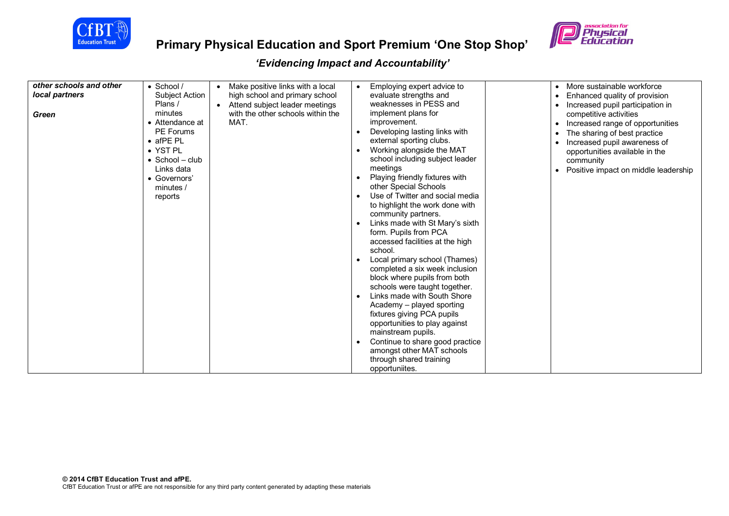# Primary Physical Education and Sport Premium 'One Stop Shop'

## *'Evidencing Impact and Accountability'*

| | | | | | |
|---|---|---|---|---|---|
| ***other schools and other local partners***<br><br>***Green*** | • School / Subject Action Plans / minutes<br>• Attendance at PE Forums<br>• afPE PL<br>• YST PL<br>• School – club Links data<br>• Governors' minutes / reports | • Make positive links with a local high school and primary school<br>• Attend subject leader meetings with the other schools within the MAT. | • Employing expert advice to evaluate strengths and weaknesses in PESS and implement plans for improvement.<br>• Developing lasting links with external sporting clubs.<br>• Working alongside the MAT school including subject leader meetings<br>• Playing friendly fixtures with other Special Schools<br>• Use of Twitter and social media to highlight the work done with community partners.<br>• Links made with St Mary's sixth form. Pupils from PCA accessed facilities at the high school.<br>• Local primary school (Thames) completed a six week inclusion block where pupils from both schools were taught together.<br>• Links made with South Shore Academy – played sporting fixtures giving PCA pupils opportunities to play against mainstream pupils.<br>• Continue to share good practice amongst other MAT schools through shared training opportuniites. | | • More sustainable workforce<br>• Enhanced quality of provision<br>• Increased pupil participation in competitive activities<br>• Increased range of opportunities<br>• The sharing of best practice<br>• Increased pupil awareness of opportunities available in the community<br>• Positive impact on middle leadership |

**© 2014 CfBT Education Trust and afPE.**
CfBT Education Trust or afPE are not responsible for any third party content generated by adapting these materials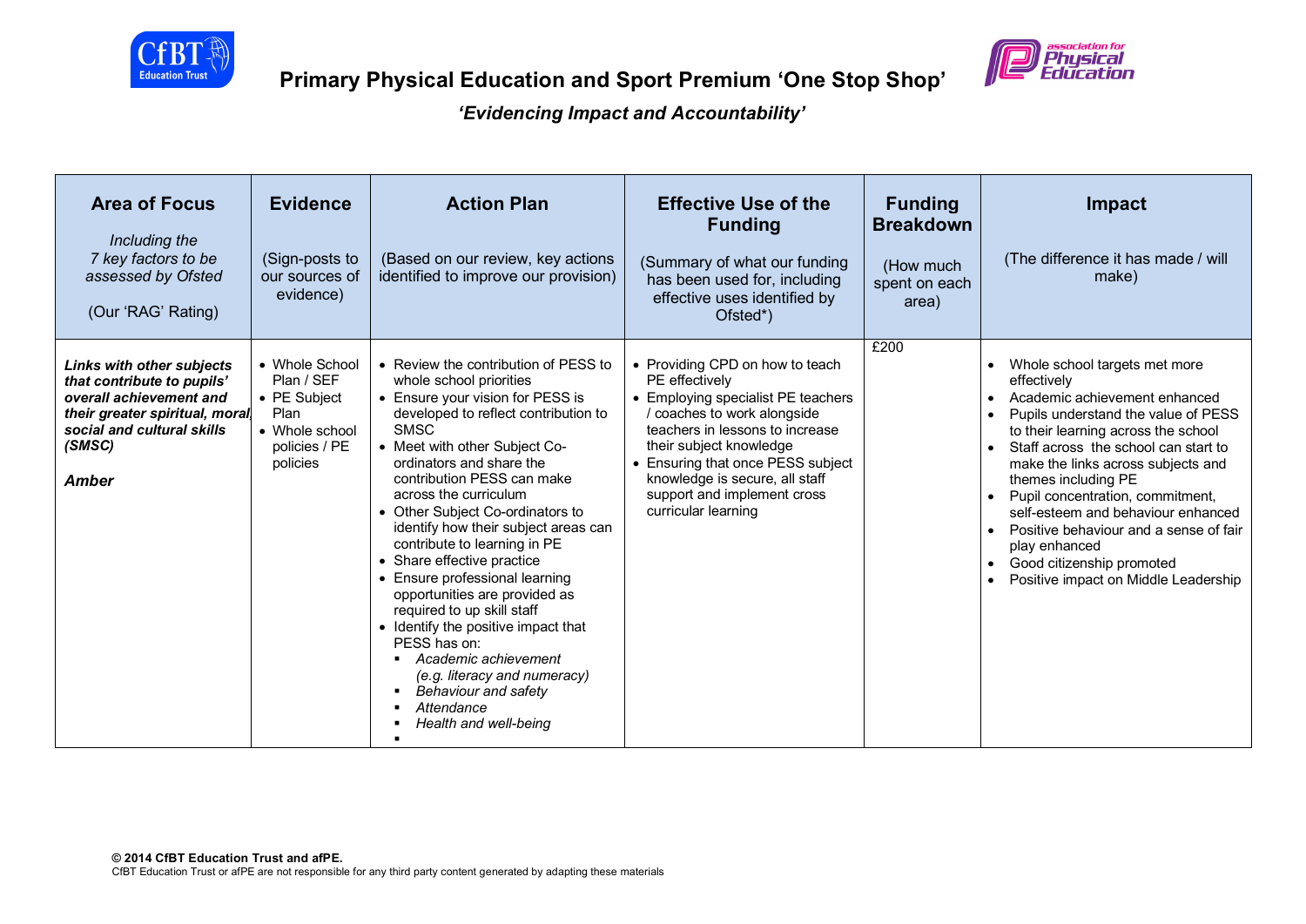# Primary Physical Education and Sport Premium 'One Stop Shop'

## *'Evidencing Impact and Accountability'*

| **Area of Focus**<br><br>*Including the 7 key factors to be assessed by Ofsted*<br><br>(Our 'RAG' Rating) | **Evidence**<br><br>(Sign-posts to our sources of evidence) | **Action Plan**<br><br>(Based on our review, key actions identified to improve our provision) | **Effective Use of the Funding**<br><br>(Summary of what our funding has been used for, including effective uses identified by Ofsted*) | **Funding Breakdown**<br><br>(How much spent on each area) | **Impact**<br><br>(The difference it has made / will make) |
|---|---|---|---|---|---|
| ***Links with other subjects that contribute to pupils' overall achievement and their greater spiritual, moral, social and cultural skills (SMSC)***<br><br>***Amber*** | • Whole School Plan / SEF<br>• PE Subject Plan<br>• Whole school policies / PE policies | • Review the contribution of PESS to whole school priorities<br>• Ensure your vision for PESS is developed to reflect contribution to SMSC<br>• Meet with other Subject Co-ordinators and share the contribution PESS can make across the curriculum<br>• Other Subject Co-ordinators to identify how their subject areas can contribute to learning in PE<br>• Share effective practice<br>• Ensure professional learning opportunities are provided as required to up skill staff<br>• Identify the positive impact that PESS has on:<br>▪ *Academic achievement (e.g. literacy and numeracy)*<br>▪ *Behaviour and safety*<br>▪ *Attendance*<br>▪ *Health and well-being*<br>▪ | • Providing CPD on how to teach PE effectively<br>• Employing specialist PE teachers / coaches to work alongside teachers in lessons to increase their subject knowledge<br>• Ensuring that once PESS subject knowledge is secure, all staff support and implement cross curricular learning | £200 | • Whole school targets met more effectively<br>• Academic achievement enhanced<br>• Pupils understand the value of PESS to their learning across the school<br>• Staff across the school can start to make the links across subjects and themes including PE<br>• Pupil concentration, commitment, self-esteem and behaviour enhanced<br>• Positive behaviour and a sense of fair play enhanced<br>• Good citizenship promoted<br>• Positive impact on Middle Leadership |

**© 2014 CfBT Education Trust and afPE.**
CfBT Education Trust or afPE are not responsible for any third party content generated by adapting these materials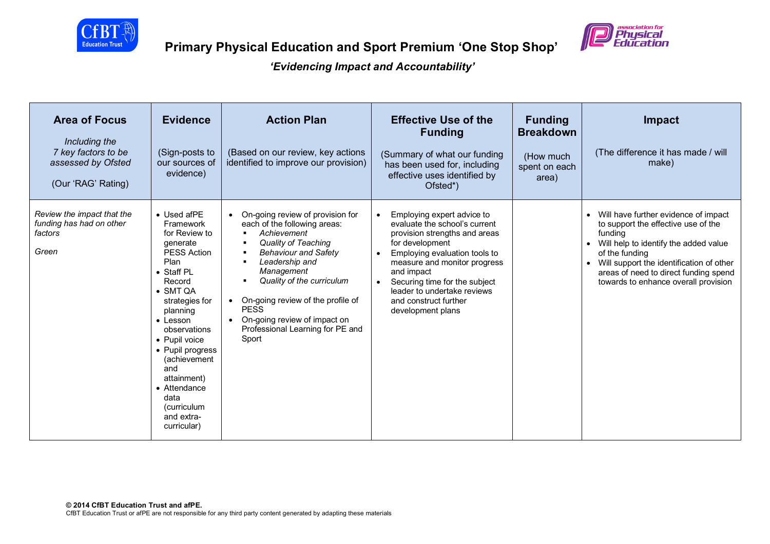# Primary Physical Education and Sport Premium 'One Stop Shop'

## *'Evidencing Impact and Accountability'*

| **Area of Focus**<br><br>*Including the 7 key factors to be assessed by Ofsted*<br><br>(Our 'RAG' Rating) | **Evidence**<br><br>(Sign-posts to our sources of evidence) | **Action Plan**<br><br>(Based on our review, key actions identified to improve our provision) | **Effective Use of the Funding**<br><br>(Summary of what our funding has been used for, including effective uses identified by Ofsted*) | **Funding Breakdown**<br><br>(How much spent on each area) | **Impact**<br><br>(The difference it has made / will make) |
|---|---|---|---|---|---|
| *Review the impact that the funding has had on other factors*<br><br>*Green* | • Used afPE Framework for Review to generate PESS Action Plan<br>• Staff PL Record<br>• SMT QA strategies for planning<br>• Lesson observations<br>• Pupil voice<br>• Pupil progress (achievement and attainment)<br>• Attendance data (curriculum and extra-curricular) | • On-going review of provision for each of the following areas:<br>▪ *Achievement*<br>▪ *Quality of Teaching*<br>▪ *Behaviour and Safety*<br>▪ *Leadership and Management*<br>▪ *Quality of the curriculum*<br><br>• On-going review of the profile of PESS<br>• On-going review of impact on Professional Learning for PE and Sport | • Employing expert advice to evaluate the school's current provision strengths and areas for development<br>• Employing evaluation tools to measure and monitor progress and impact<br>• Securing time for the subject leader to undertake reviews and construct further development plans | | • Will have further evidence of impact to support the effective use of the funding<br>• Will help to identify the added value of the funding<br>• Will support the identification of other areas of need to direct funding spend towards to enhance overall provision |

**© 2014 CfBT Education Trust and afPE.**
CfBT Education Trust or afPE are not responsible for any third party content generated by adapting these materials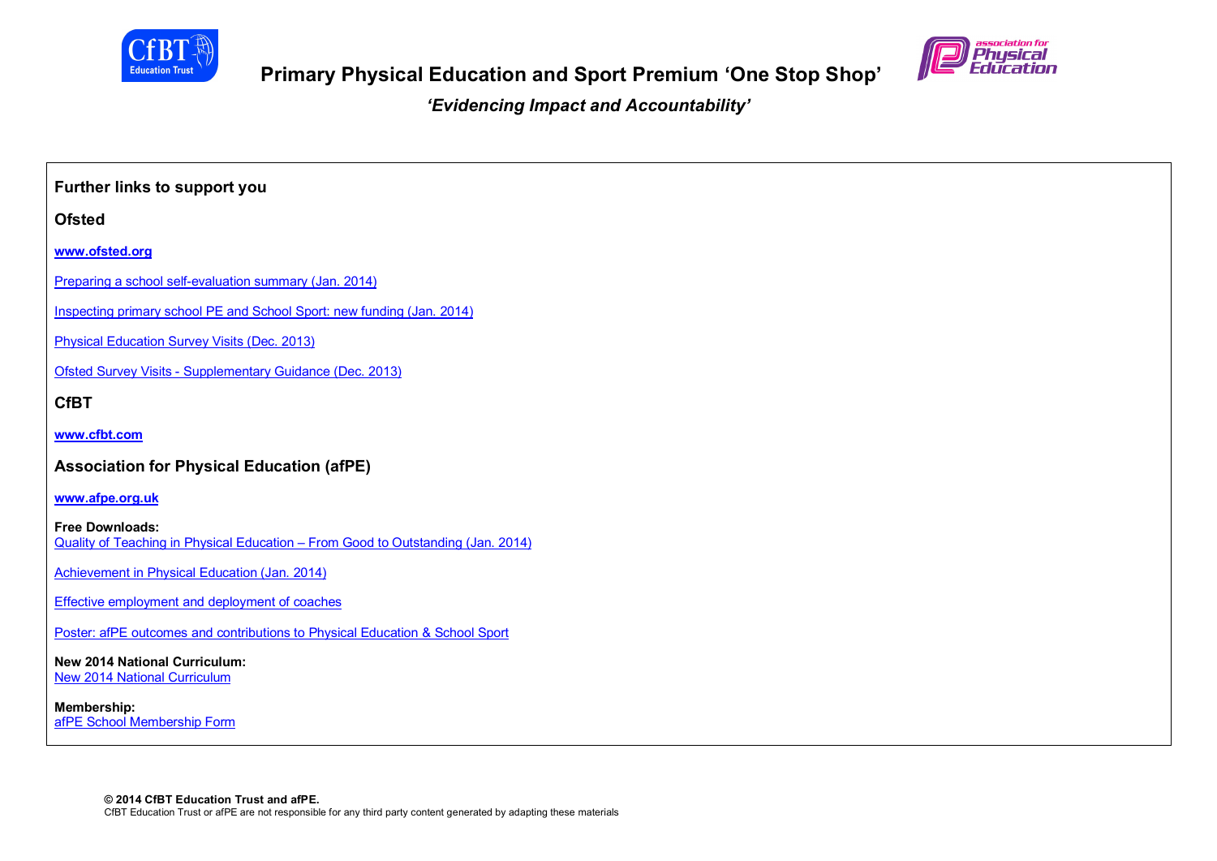**Further links to support you**

## Ofsted

**www.ofsted.org**

Preparing a school self-evaluation summary (Jan. 2014)

Inspecting primary school PE and School Sport: new funding (Jan. 2014)

Physical Education Survey Visits (Dec. 2013)

Ofsted Survey Visits - Supplementary Guidance (Dec. 2013)

## CfBT

**www.cfbt.com**

## Association for Physical Education (afPE)

**www.afpe.org.uk**

**Free Downloads:**
Quality of Teaching in Physical Education – From Good to Outstanding (Jan. 2014)

Achievement in Physical Education (Jan. 2014)

Effective employment and deployment of coaches

Poster: afPE outcomes and contributions to Physical Education & School Sport

**New 2014 National Curriculum:**
New 2014 National Curriculum

**Membership:**
afPE School Membership Form

**© 2014 CfBT Education Trust and afPE.**
CfBT Education Trust or afPE are not responsible for any third party content generated by adapting these materials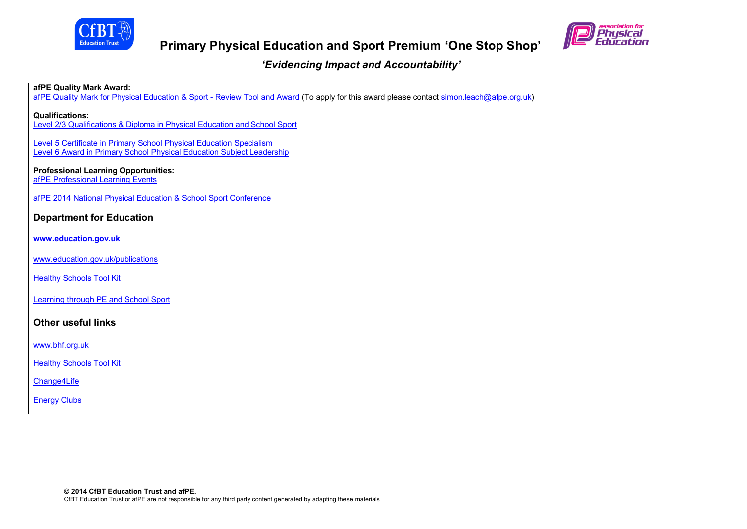**afPE Quality Mark Award:**
afPE Quality Mark for Physical Education & Sport - Review Tool and Award (To apply for this award please contact simon.leach@afpe.org.uk)

**Qualifications:**
Level 2/3 Qualifications & Diploma in Physical Education and School Sport

Level 5 Certificate in Primary School Physical Education Specialism
Level 6 Award in Primary School Physical Education Subject Leadership

**Professional Learning Opportunities:**
afPE Professional Learning Events

afPE 2014 National Physical Education & School Sport Conference

## Department for Education

**www.education.gov.uk**

www.education.gov.uk/publications

Healthy Schools Tool Kit

Learning through PE and School Sport

## Other useful links

www.bhf.org.uk

Healthy Schools Tool Kit

Change4Life

Energy Clubs

**© 2014 CfBT Education Trust and afPE.**
CfBT Education Trust or afPE are not responsible for any third party content generated by adapting these materials